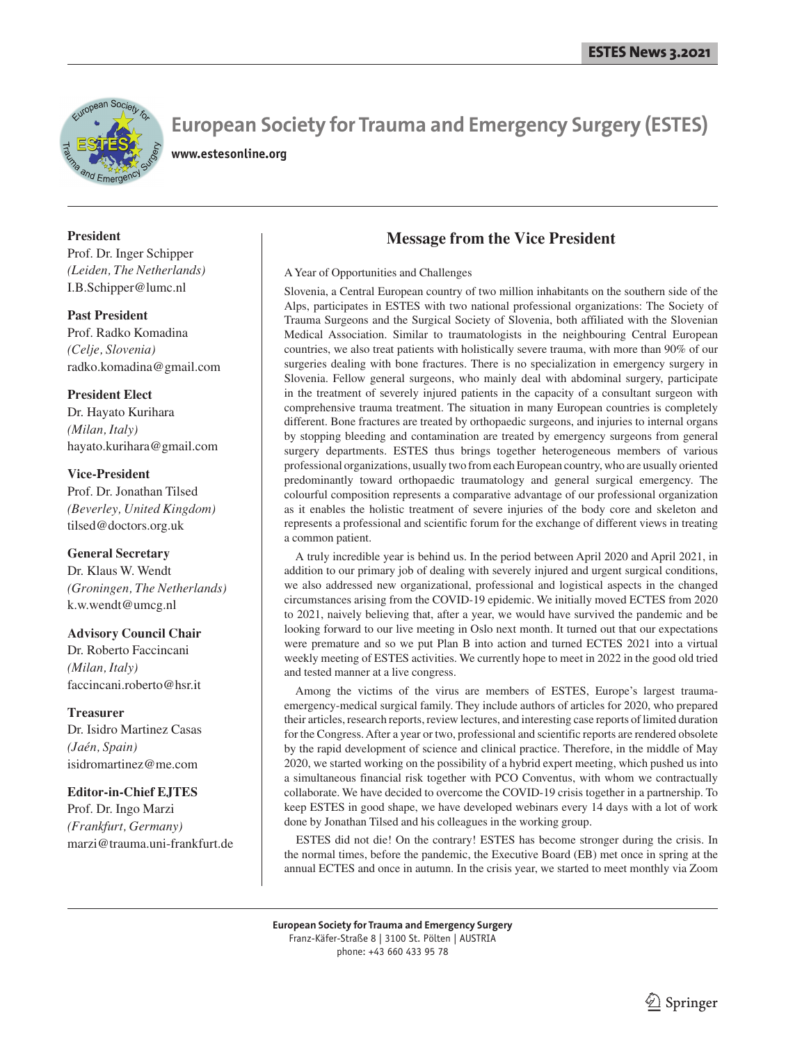# European Society for Trauma and Emergency Surgery (ESTES)

**www.estesonline.org**

**President**
Prof. Dr. Inger Schipper
*(Leiden, The Netherlands)*
I.B.Schipper@lumc.nl

**Past President**
Prof. Radko Komadina
*(Celje, Slovenia)*
radko.komadina@gmail.com

**President Elect**
Dr. Hayato Kurihara
*(Milan, Italy)*
hayato.kurihara@gmail.com

**Vice-President**
Prof. Dr. Jonathan Tilsed
*(Beverley, United Kingdom)*
tilsed@doctors.org.uk

**General Secretary**
Dr. Klaus W. Wendt
*(Groningen, The Netherlands)*
k.w.wendt@umcg.nl

**Advisory Council Chair**
Dr. Roberto Faccincani
*(Milan, Italy)*
faccincani.roberto@hsr.it

**Treasurer**
Dr. Isidro Martinez Casas
*(Jaén, Spain)*
isidromartinez@me.com

**Editor-in-Chief EJTES**
Prof. Dr. Ingo Marzi
*(Frankfurt, Germany)*
marzi@trauma.uni-frankfurt.de

## Message from the Vice President

A Year of Opportunities and Challenges

Slovenia, a Central European country of two million inhabitants on the southern side of the Alps, participates in ESTES with two national professional organizations: The Society of Trauma Surgeons and the Surgical Society of Slovenia, both affiliated with the Slovenian Medical Association. Similar to traumatologists in the neighbouring Central European countries, we also treat patients with holistically severe trauma, with more than 90% of our surgeries dealing with bone fractures. There is no specialization in emergency surgery in Slovenia. Fellow general surgeons, who mainly deal with abdominal surgery, participate in the treatment of severely injured patients in the capacity of a consultant surgeon with comprehensive trauma treatment. The situation in many European countries is completely different. Bone fractures are treated by orthopaedic surgeons, and injuries to internal organs by stopping bleeding and contamination are treated by emergency surgeons from general surgery departments. ESTES thus brings together heterogeneous members of various professional organizations, usually two from each European country, who are usually oriented predominantly toward orthopaedic traumatology and general surgical emergency. The colourful composition represents a comparative advantage of our professional organization as it enables the holistic treatment of severe injuries of the body core and skeleton and represents a professional and scientific forum for the exchange of different views in treating a common patient.

A truly incredible year is behind us. In the period between April 2020 and April 2021, in addition to our primary job of dealing with severely injured and urgent surgical conditions, we also addressed new organizational, professional and logistical aspects in the changed circumstances arising from the COVID-19 epidemic. We initially moved ECTES from 2020 to 2021, naively believing that, after a year, we would have survived the pandemic and be looking forward to our live meeting in Oslo next month. It turned out that our expectations were premature and so we put Plan B into action and turned ECTES 2021 into a virtual weekly meeting of ESTES activities. We currently hope to meet in 2022 in the good old tried and tested manner at a live congress.

Among the victims of the virus are members of ESTES, Europe's largest trauma-emergency-medical surgical family. They include authors of articles for 2020, who prepared their articles, research reports, review lectures, and interesting case reports of limited duration for the Congress. After a year or two, professional and scientific reports are rendered obsolete by the rapid development of science and clinical practice. Therefore, in the middle of May 2020, we started working on the possibility of a hybrid expert meeting, which pushed us into a simultaneous financial risk together with PCO Conventus, with whom we contractually collaborate. We have decided to overcome the COVID-19 crisis together in a partnership. To keep ESTES in good shape, we have developed webinars every 14 days with a lot of work done by Jonathan Tilsed and his colleagues in the working group.

ESTES did not die! On the contrary! ESTES has become stronger during the crisis. In the normal times, before the pandemic, the Executive Board (EB) met once in spring at the annual ECTES and once in autumn. In the crisis year, we started to meet monthly via Zoom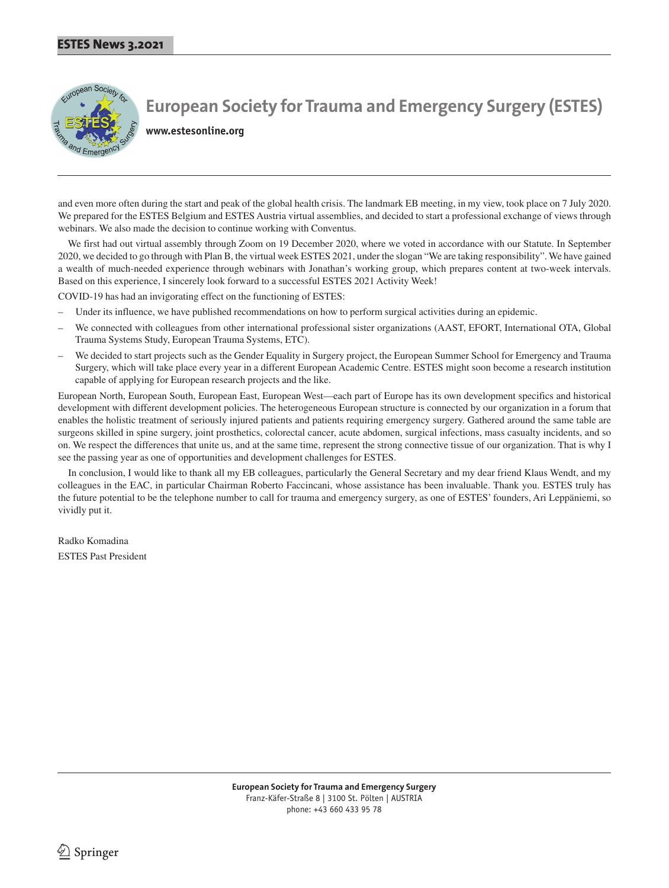# European Society for Trauma and Emergency Surgery (ESTES)

**www.estesonline.org**

and even more often during the start and peak of the global health crisis. The landmark EB meeting, in my view, took place on 7 July 2020. We prepared for the ESTES Belgium and ESTES Austria virtual assemblies, and decided to start a professional exchange of views through webinars. We also made the decision to continue working with Conventus.

We first had out virtual assembly through Zoom on 19 December 2020, where we voted in accordance with our Statute. In September 2020, we decided to go through with Plan B, the virtual week ESTES 2021, under the slogan "We are taking responsibility". We have gained a wealth of much-needed experience through webinars with Jonathan's working group, which prepares content at two-week intervals. Based on this experience, I sincerely look forward to a successful ESTES 2021 Activity Week!

COVID-19 has had an invigorating effect on the functioning of ESTES:

- Under its influence, we have published recommendations on how to perform surgical activities during an epidemic.
- We connected with colleagues from other international professional sister organizations (AAST, EFORT, International OTA, Global Trauma Systems Study, European Trauma Systems, ETC).
- We decided to start projects such as the Gender Equality in Surgery project, the European Summer School for Emergency and Trauma Surgery, which will take place every year in a different European Academic Centre. ESTES might soon become a research institution capable of applying for European research projects and the like.

European North, European South, European East, European West—each part of Europe has its own development specifics and historical development with different development policies. The heterogeneous European structure is connected by our organization in a forum that enables the holistic treatment of seriously injured patients and patients requiring emergency surgery. Gathered around the same table are surgeons skilled in spine surgery, joint prosthetics, colorectal cancer, acute abdomen, surgical infections, mass casualty incidents, and so on. We respect the differences that unite us, and at the same time, represent the strong connective tissue of our organization. That is why I see the passing year as one of opportunities and development challenges for ESTES.

In conclusion, I would like to thank all my EB colleagues, particularly the General Secretary and my dear friend Klaus Wendt, and my colleagues in the EAC, in particular Chairman Roberto Faccincani, whose assistance has been invaluable. Thank you. ESTES truly has the future potential to be the telephone number to call for trauma and emergency surgery, as one of ESTES' founders, Ari Leppäniemi, so vividly put it.

Radko Komadina  
ESTES Past President

**European Society for Trauma and Emergency Surgery**  
Franz-Käfer-Straße 8 | 3100 St. Pölten | AUSTRIA  
phone: +43 660 433 95 78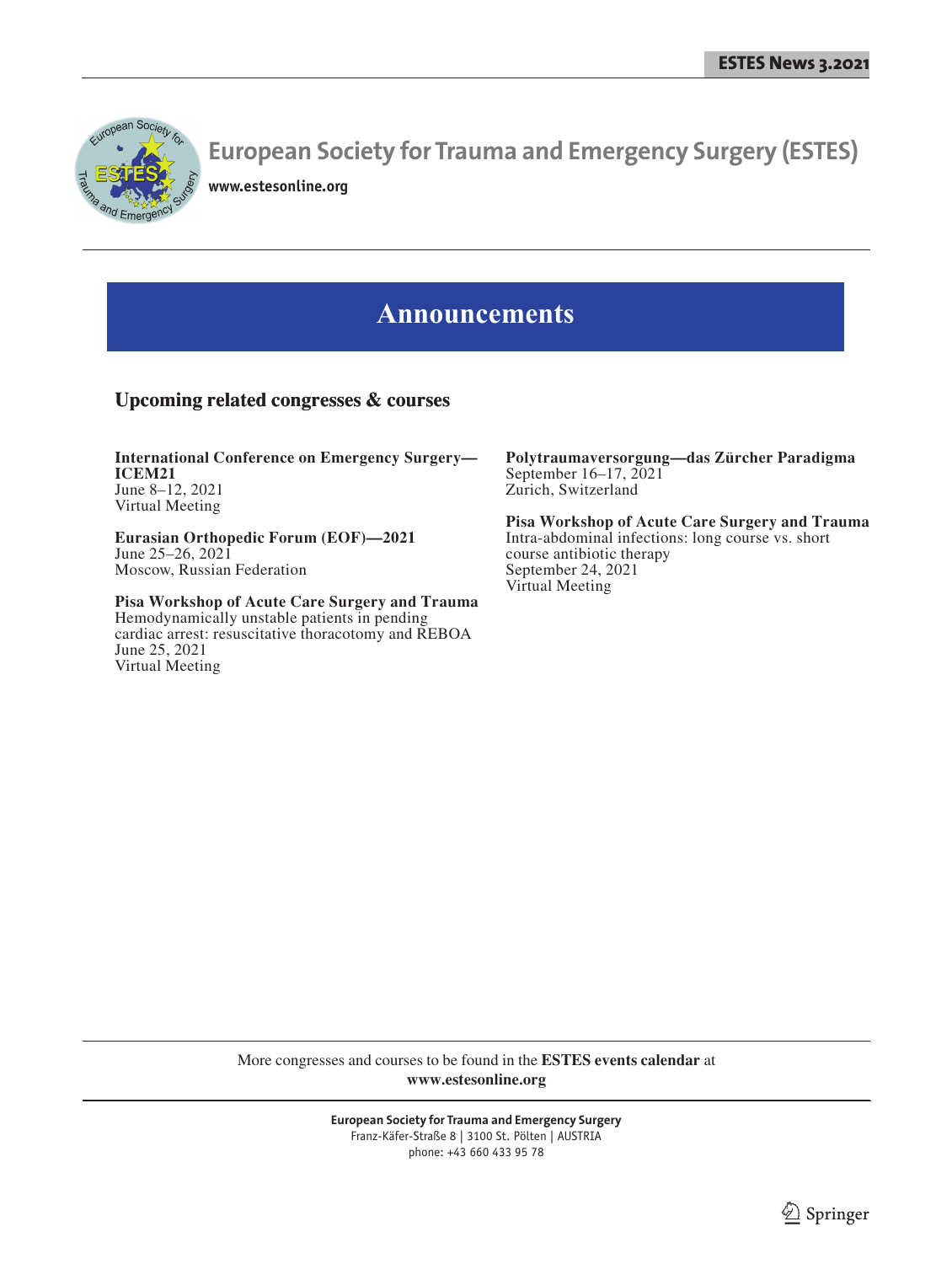# European Society for Trauma and Emergency Surgery (ESTES)

**www.estesonline.org**

## Announcements

### Upcoming related congresses & courses

**International Conference on Emergency Surgery—ICEM21**
June 8–12, 2021
Virtual Meeting

**Eurasian Orthopedic Forum (EOF)—2021**
June 25–26, 2021
Moscow, Russian Federation

**Pisa Workshop of Acute Care Surgery and Trauma**
Hemodynamically unstable patients in pending cardiac arrest: resuscitative thoracotomy and REBOA
June 25, 2021
Virtual Meeting

**Polytraumaversorgung—das Zürcher Paradigma**
September 16–17, 2021
Zurich, Switzerland

**Pisa Workshop of Acute Care Surgery and Trauma**
Intra-abdominal infections: long course vs. short course antibiotic therapy
September 24, 2021
Virtual Meeting

More congresses and courses to be found in the **ESTES events calendar** at **www.estesonline.org**

**European Society for Trauma and Emergency Surgery**
Franz-Käfer-Straße 8 | 3100 St. Pölten | AUSTRIA
phone: +43 660 433 95 78